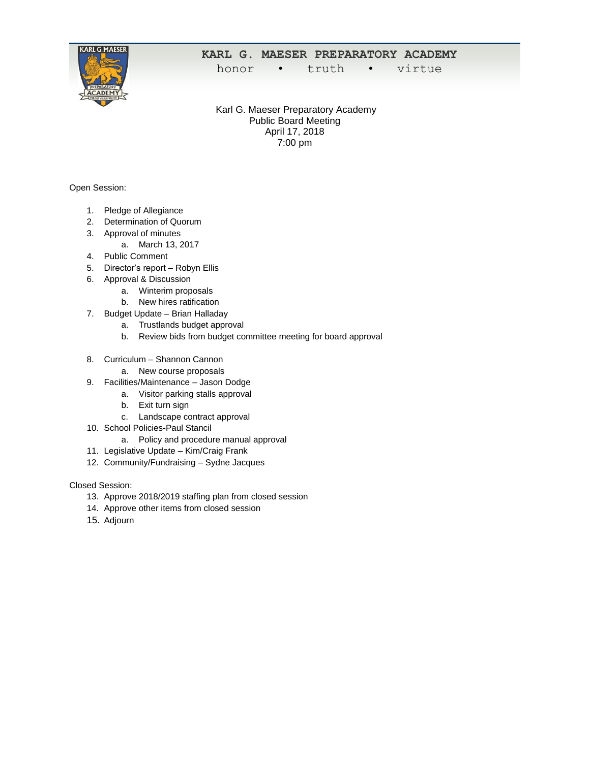# KARL G. MAESER PREPARATORY ACADEMY

honor • truth • virtue

Karl G. Maeser Preparatory Academy
Public Board Meeting
April 17, 2018
7:00 pm

Open Session:

1. Pledge of Allegiance
2. Determination of Quorum
3. Approval of minutes
   a. March 13, 2017
4. Public Comment
5. Director's report – Robyn Ellis
6. Approval & Discussion
   a. Winterim proposals
   b. New hires ratification
7. Budget Update – Brian Halladay
   a. Trustlands budget approval
   b. Review bids from budget committee meeting for board approval
8. Curriculum – Shannon Cannon
   a. New course proposals
9. Facilities/Maintenance – Jason Dodge
   a. Visitor parking stalls approval
   b. Exit turn sign
   c. Landscape contract approval
10. School Policies-Paul Stancil
    a. Policy and procedure manual approval
11. Legislative Update – Kim/Craig Frank
12. Community/Fundraising – Sydne Jacques

Closed Session:

13. Approve 2018/2019 staffing plan from closed session
14. Approve other items from closed session
15. Adjourn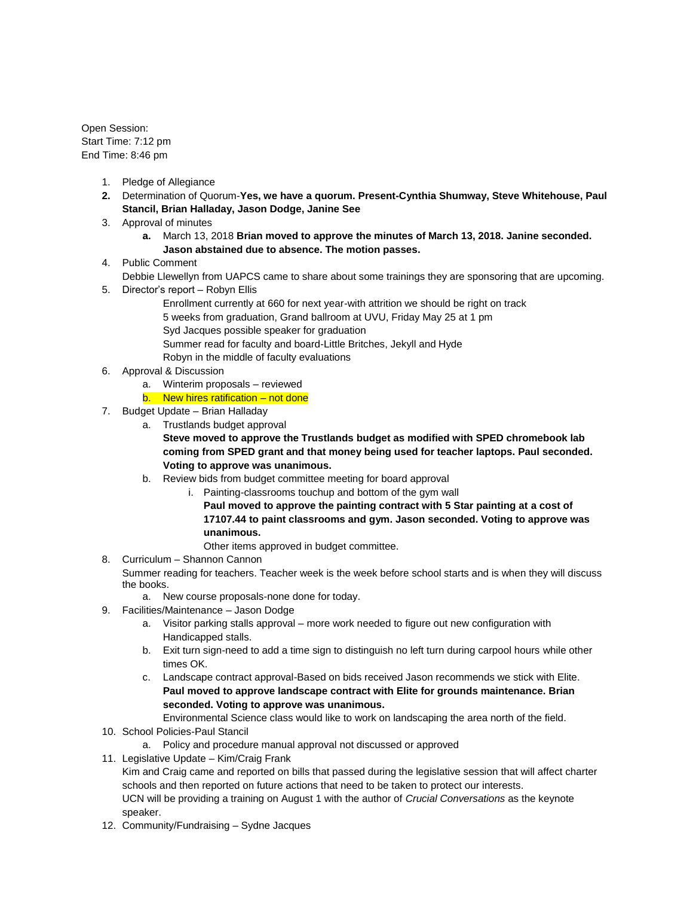Open Session:
Start Time: 7:12 pm
End Time: 8:46 pm

1. Pledge of Allegiance
2. **Determination of Quorum-Yes, we have a quorum. Present-Cynthia Shumway, Steve Whitehouse, Paul Stancil, Brian Halladay, Jason Dodge, Janine See**
3. Approval of minutes
   a. March 13, 2018 **Brian moved to approve the minutes of March 13, 2018. Janine seconded. Jason abstained due to absence. The motion passes.**
4. Public Comment
   Debbie Llewellyn from UAPCS came to share about some trainings they are sponsoring that are upcoming.
5. Director's report – Robyn Ellis
   Enrollment currently at 660 for next year-with attrition we should be right on track
   5 weeks from graduation, Grand ballroom at UVU, Friday May 25 at 1 pm
   Syd Jacques possible speaker for graduation
   Summer read for faculty and board-Little Britches, Jekyll and Hyde
   Robyn in the middle of faculty evaluations
6. Approval & Discussion
   a. Winterim proposals – reviewed
   b. New hires ratification – not done
7. Budget Update – Brian Halladay
   a. Trustlands budget approval
      **Steve moved to approve the Trustlands budget as modified with SPED chromebook lab coming from SPED grant and that money being used for teacher laptops. Paul seconded. Voting to approve was unanimous.**
   b. Review bids from budget committee meeting for board approval
      i. Painting-classrooms touchup and bottom of the gym wall
         **Paul moved to approve the painting contract with 5 Star painting at a cost of 17107.44 to paint classrooms and gym. Jason seconded. Voting to approve was unanimous.**
         Other items approved in budget committee.
8. Curriculum – Shannon Cannon
   Summer reading for teachers. Teacher week is the week before school starts and is when they will discuss the books.
   a. New course proposals-none done for today.
9. Facilities/Maintenance – Jason Dodge
   a. Visitor parking stalls approval – more work needed to figure out new configuration with Handicapped stalls.
   b. Exit turn sign-need to add a time sign to distinguish no left turn during carpool hours while other times OK.
   c. Landscape contract approval-Based on bids received Jason recommends we stick with Elite.
      **Paul moved to approve landscape contract with Elite for grounds maintenance. Brian seconded. Voting to approve was unanimous.**
      Environmental Science class would like to work on landscaping the area north of the field.
10. School Policies-Paul Stancil
    a. Policy and procedure manual approval not discussed or approved
11. Legislative Update – Kim/Craig Frank
    Kim and Craig came and reported on bills that passed during the legislative session that will affect charter schools and then reported on future actions that need to be taken to protect our interests.
    UCN will be providing a training on August 1 with the author of *Crucial Conversations* as the keynote speaker.
12. Community/Fundraising – Sydne Jacques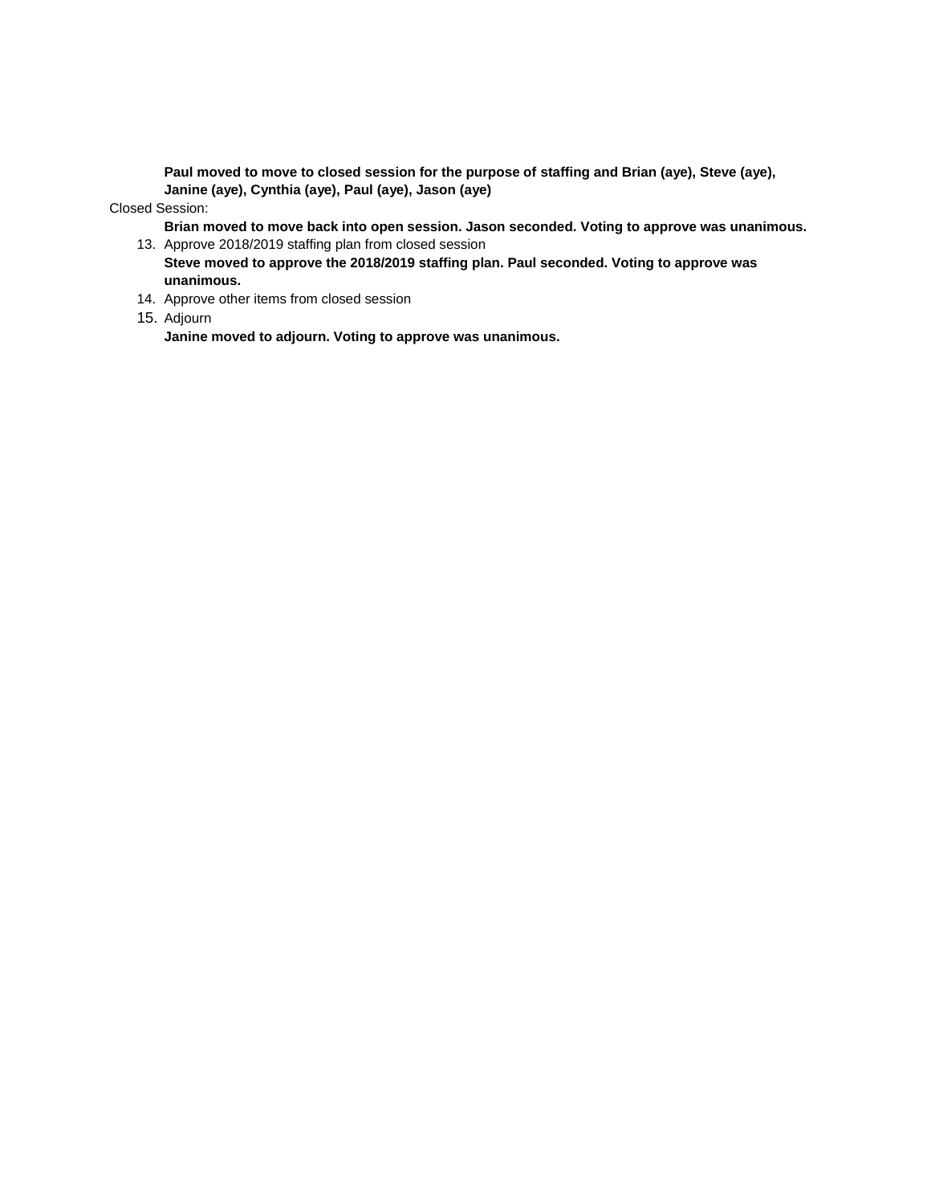**Paul moved to move to closed session for the purpose of staffing and Brian (aye), Steve (aye), Janine (aye), Cynthia (aye), Paul (aye), Jason (aye)**

Closed Session:

**Brian moved to move back into open session. Jason seconded. Voting to approve was unanimous.**

13. Approve 2018/2019 staffing plan from closed session

    **Steve moved to approve the 2018/2019 staffing plan. Paul seconded. Voting to approve was unanimous.**

14. Approve other items from closed session
15. Adjourn

    **Janine moved to adjourn. Voting to approve was unanimous.**